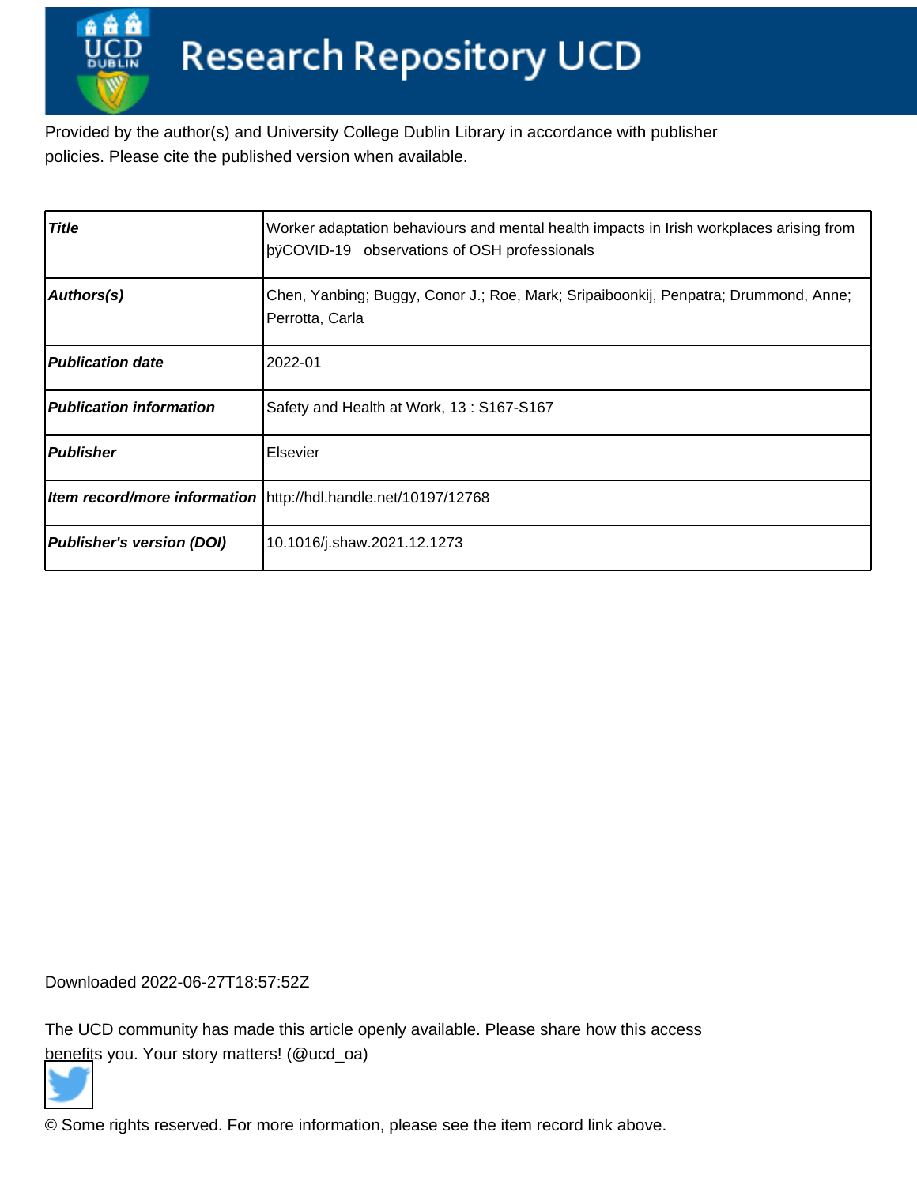# Research Repository UCD

Provided by the author(s) and University College Dublin Library in accordance with publisher policies. Please cite the published version when available.

| | |
|---|---|
| ***Title*** | Worker adaptation behaviours and mental health impacts in Irish workplaces arising from þÿCOVID-19 observations of OSH professionals |
| ***Authors(s)*** | Chen, Yanbing; Buggy, Conor J.; Roe, Mark; Sripaiboonkij, Penpatra; Drummond, Anne; Perrotta, Carla |
| ***Publication date*** | 2022-01 |
| ***Publication information*** | Safety and Health at Work, 13 : S167-S167 |
| ***Publisher*** | Elsevier |
| ***Item record/more information*** | http://hdl.handle.net/10197/12768 |
| ***Publisher's version (DOI)*** | 10.1016/j.shaw.2021.12.1273 |

Downloaded 2022-06-27T18:57:52Z

The UCD community has made this article openly available. Please share how this access benefits you. Your story matters! (@ucd_oa)

© Some rights reserved. For more information, please see the item record link above.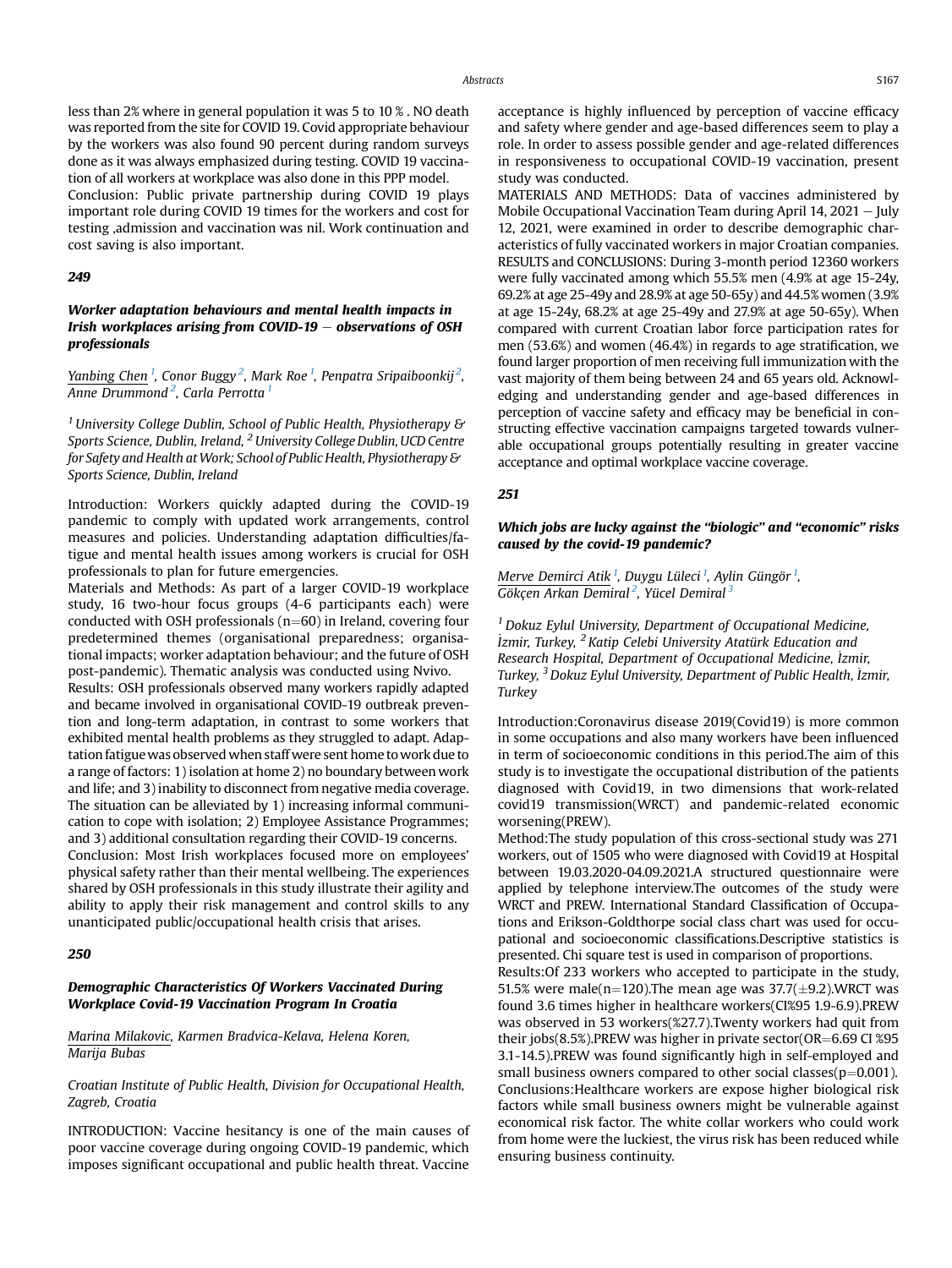less than 2% where in general population it was 5 to 10 % . NO death was reported from the site for COVID 19. Covid appropriate behaviour by the workers was also found 90 percent during random surveys done as it was always emphasized during testing. COVID 19 vaccination of all workers at workplace was also done in this PPP model.
Conclusion: Public private partnership during COVID 19 plays important role during COVID 19 times for the workers and cost for testing ,admission and vaccination was nil. Work continuation and cost saving is also important.

### 249

### Worker adaptation behaviours and mental health impacts in Irish workplaces arising from COVID-19 – observations of OSH professionals

Yanbing Chen [1], Conor Buggy [2], Mark Roe [1], Penpatra Sripaiboonkij [2], Anne Drummond [2], Carla Perrotta [1]

[1] University College Dublin, School of Public Health, Physiotherapy & Sports Science, Dublin, Ireland, [2] University College Dublin, UCD Centre for Safety and Health at Work; School of Public Health, Physiotherapy & Sports Science, Dublin, Ireland

Introduction: Workers quickly adapted during the COVID-19 pandemic to comply with updated work arrangements, control measures and policies. Understanding adaptation difficulties/fatigue and mental health issues among workers is crucial for OSH professionals to plan for future emergencies.

Materials and Methods: As part of a larger COVID-19 workplace study, 16 two-hour focus groups (4-6 participants each) were conducted with OSH professionals (n=60) in Ireland, covering four predetermined themes (organisational preparedness; organisational impacts; worker adaptation behaviour; and the future of OSH post-pandemic). Thematic analysis was conducted using Nvivo.

Results: OSH professionals observed many workers rapidly adapted and became involved in organisational COVID-19 outbreak prevention and long-term adaptation, in contrast to some workers that exhibited mental health problems as they struggled to adapt. Adaptation fatigue was observed when staff were sent home to work due to a range of factors: 1) isolation at home 2) no boundary between work and life; and 3) inability to disconnect from negative media coverage. The situation can be alleviated by 1) increasing informal communication to cope with isolation; 2) Employee Assistance Programmes; and 3) additional consultation regarding their COVID-19 concerns.

Conclusion: Most Irish workplaces focused more on employees' physical safety rather than their mental wellbeing. The experiences shared by OSH professionals in this study illustrate their agility and ability to apply their risk management and control skills to any unanticipated public/occupational health crisis that arises.

### 250

### Demographic Characteristics Of Workers Vaccinated During Workplace Covid-19 Vaccination Program In Croatia

Marina Milakovic, Karmen Bradvica-Kelava, Helena Koren, Marija Bubas

Croatian Institute of Public Health, Division for Occupational Health, Zagreb, Croatia

INTRODUCTION: Vaccine hesitancy is one of the main causes of poor vaccine coverage during ongoing COVID-19 pandemic, which imposes significant occupational and public health threat. Vaccine acceptance is highly influenced by perception of vaccine efficacy and safety where gender and age-based differences seem to play a role. In order to assess possible gender and age-related differences in responsiveness to occupational COVID-19 vaccination, present study was conducted.

MATERIALS AND METHODS: Data of vaccines administered by Mobile Occupational Vaccination Team during April 14, 2021 – July 12, 2021, were examined in order to describe demographic characteristics of fully vaccinated workers in major Croatian companies.

RESULTS and CONCLUSIONS: During 3-month period 12360 workers were fully vaccinated among which 55.5% men (4.9% at age 15-24y, 69.2% at age 25-49y and 28.9% at age 50-65y) and 44.5% women (3.9% at age 15-24y, 68.2% at age 25-49y and 27.9% at age 50-65y). When compared with current Croatian labor force participation rates for men (53.6%) and women (46.4%) in regards to age stratification, we found larger proportion of men receiving full immunization with the vast majority of them being between 24 and 65 years old. Acknowledging and understanding gender and age-based differences in perception of vaccine safety and efficacy may be beneficial in constructing effective vaccination campaigns targeted towards vulnerable occupational groups potentially resulting in greater vaccine acceptance and optimal workplace vaccine coverage.

### 251

### Which jobs are lucky against the "biologic" and "economic" risks caused by the covid-19 pandemic?

Merve Demirci Atik [1], Duygu Lüleci [1], Aylin Güngör [1], Gökçen Arkan Demiral [2], Yücel Demiral [3]

[1] Dokuz Eylul University, Department of Occupational Medicine, İzmir, Turkey, [2] Katip Celebi University Atatürk Education and Research Hospital, Department of Occupational Medicine, İzmir, Turkey, [3] Dokuz Eylul University, Department of Public Health, İzmir, Turkey

Introduction:Coronavirus disease 2019(Covid19) is more common in some occupations and also many workers have been influenced in term of socioeconomic conditions in this period.The aim of this study is to investigate the occupational distribution of the patients diagnosed with Covid19, in two dimensions that work-related covid19 transmission(WRCT) and pandemic-related economic worsening(PREW).

Method:The study population of this cross-sectional study was 271 workers, out of 1505 who were diagnosed with Covid19 at Hospital between 19.03.2020-04.09.2021.A structured questionnaire were applied by telephone interview.The outcomes of the study were WRCT and PREW. International Standard Classification of Occupations and Erikson-Goldthorpe social class chart was used for occupational and socioeconomic classifications.Descriptive statistics is presented. Chi square test is used in comparison of proportions.

Results:Of 233 workers who accepted to participate in the study, 51.5% were male(n=120).The mean age was 37.7(±9.2).WRCT was found 3.6 times higher in healthcare workers(CI%95 1.9-6.9).PREW was observed in 53 workers(%27.7).Twenty workers had quit from their jobs(8.5%).PREW was higher in private sector(OR=6.69 CI %95 3.1-14.5).PREW was found significantly high in self-employed and small business owners compared to other social classes($p=0.001$).

Conclusions:Healthcare workers are expose higher biological risk factors while small business owners might be vulnerable against economical risk factor. The white collar workers who could work from home were the luckiest, the virus risk has been reduced while ensuring business continuity.